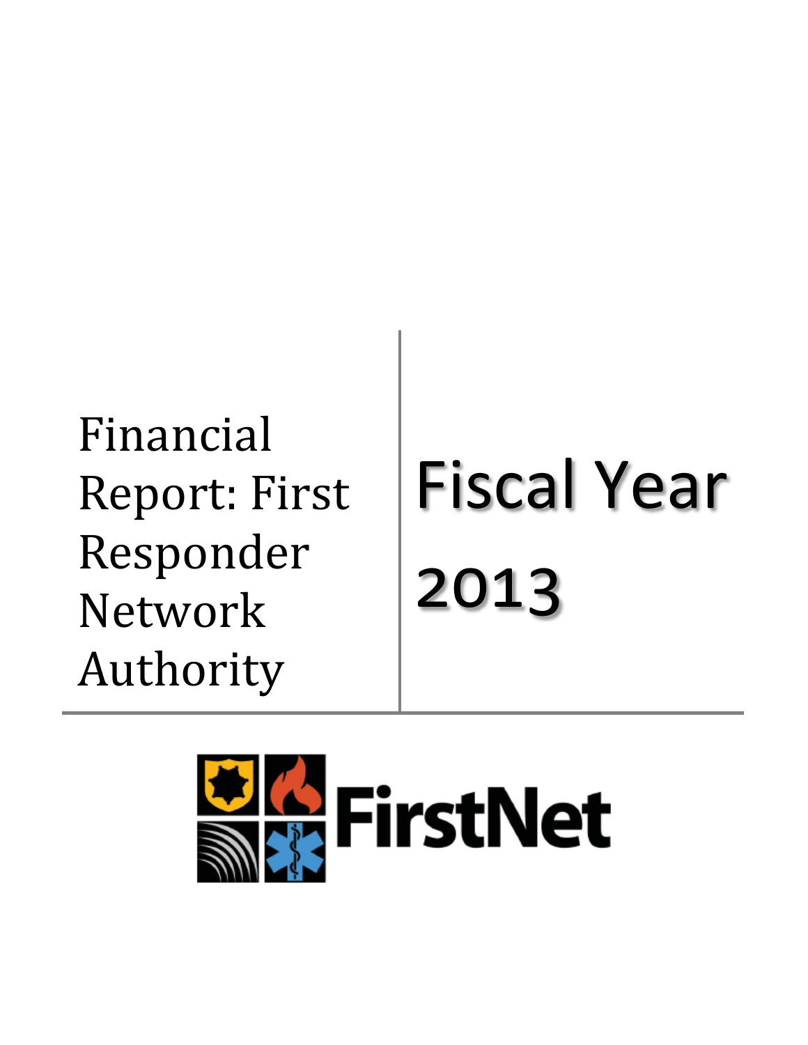# Financial Report: First Responder Network Authority

# Fiscal Year 2013

FirstNet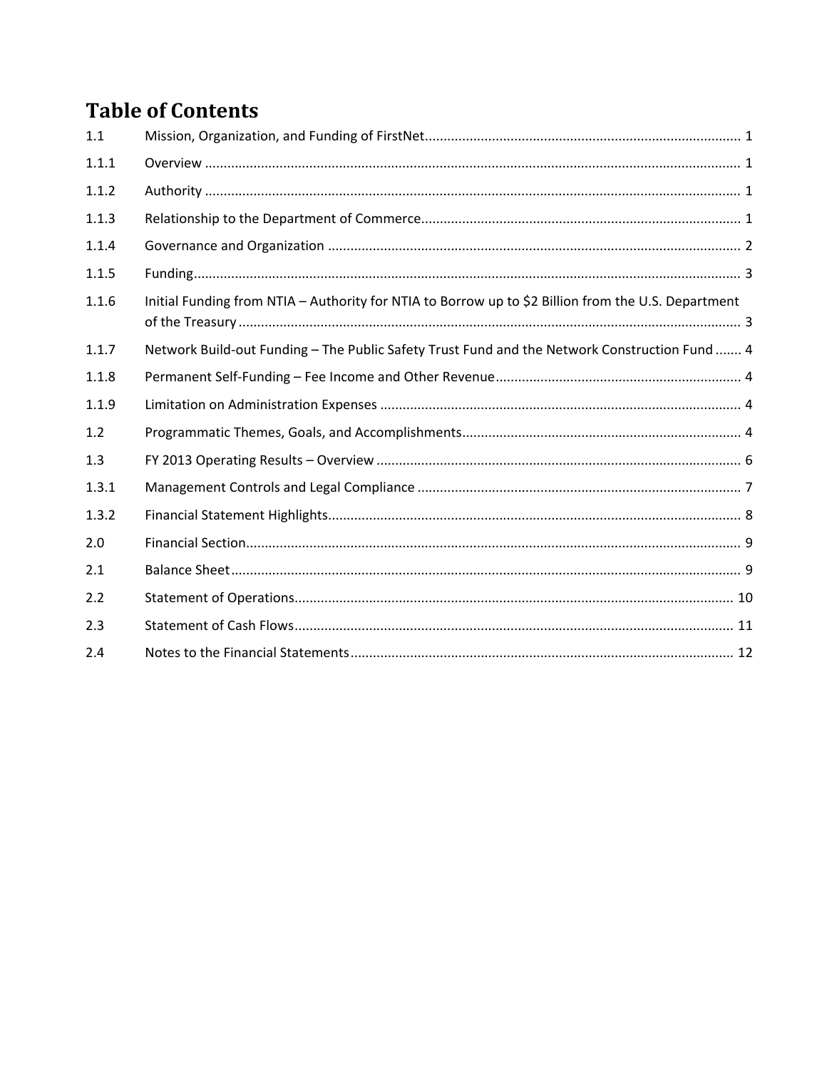# Table of Contents

| | | |
|---|---|---|
| 1.1 | Mission, Organization, and Funding of FirstNet | 1 |
| 1.1.1 | Overview | 1 |
| 1.1.2 | Authority | 1 |
| 1.1.3 | Relationship to the Department of Commerce | 1 |
| 1.1.4 | Governance and Organization | 2 |
| 1.1.5 | Funding | 3 |
| 1.1.6 | Initial Funding from NTIA – Authority for NTIA to Borrow up to $2 Billion from the U.S. Department of the Treasury | 3 |
| 1.1.7 | Network Build-out Funding – The Public Safety Trust Fund and the Network Construction Fund | 4 |
| 1.1.8 | Permanent Self-Funding – Fee Income and Other Revenue | 4 |
| 1.1.9 | Limitation on Administration Expenses | 4 |
| 1.2 | Programmatic Themes, Goals, and Accomplishments | 4 |
| 1.3 | FY 2013 Operating Results – Overview | 6 |
| 1.3.1 | Management Controls and Legal Compliance | 7 |
| 1.3.2 | Financial Statement Highlights | 8 |
| 2.0 | Financial Section | 9 |
| 2.1 | Balance Sheet | 9 |
| 2.2 | Statement of Operations | 10 |
| 2.3 | Statement of Cash Flows | 11 |
| 2.4 | Notes to the Financial Statements | 12 |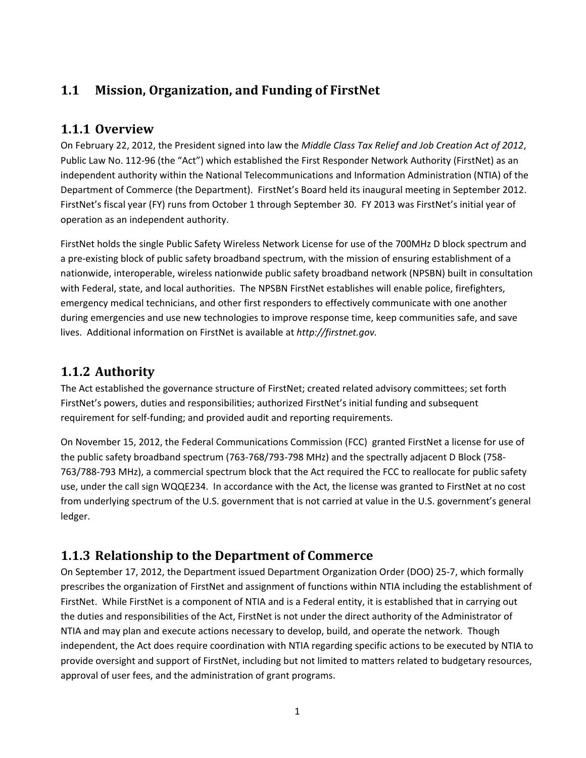## 1.1 Mission, Organization, and Funding of FirstNet

### 1.1.1 Overview

On February 22, 2012, the President signed into law the *Middle Class Tax Relief and Job Creation Act of 2012*, Public Law No. 112-96 (the "Act") which established the First Responder Network Authority (FirstNet) as an independent authority within the National Telecommunications and Information Administration (NTIA) of the Department of Commerce (the Department). FirstNet's Board held its inaugural meeting in September 2012. FirstNet's fiscal year (FY) runs from October 1 through September 30. FY 2013 was FirstNet's initial year of operation as an independent authority.

FirstNet holds the single Public Safety Wireless Network License for use of the 700MHz D block spectrum and a pre-existing block of public safety broadband spectrum, with the mission of ensuring establishment of a nationwide, interoperable, wireless nationwide public safety broadband network (NPSBN) built in consultation with Federal, state, and local authorities. The NPSBN FirstNet establishes will enable police, firefighters, emergency medical technicians, and other first responders to effectively communicate with one another during emergencies and use new technologies to improve response time, keep communities safe, and save lives. Additional information on FirstNet is available at *http://firstnet.gov.*

### 1.1.2 Authority

The Act established the governance structure of FirstNet; created related advisory committees; set forth FirstNet's powers, duties and responsibilities; authorized FirstNet's initial funding and subsequent requirement for self-funding; and provided audit and reporting requirements.

On November 15, 2012, the Federal Communications Commission (FCC) granted FirstNet a license for use of the public safety broadband spectrum (763-768/793-798 MHz) and the spectrally adjacent D Block (758-763/788-793 MHz), a commercial spectrum block that the Act required the FCC to reallocate for public safety use, under the call sign WQQE234. In accordance with the Act, the license was granted to FirstNet at no cost from underlying spectrum of the U.S. government that is not carried at value in the U.S. government's general ledger.

### 1.1.3 Relationship to the Department of Commerce

On September 17, 2012, the Department issued Department Organization Order (DOO) 25-7, which formally prescribes the organization of FirstNet and assignment of functions within NTIA including the establishment of FirstNet. While FirstNet is a component of NTIA and is a Federal entity, it is established that in carrying out the duties and responsibilities of the Act, FirstNet is not under the direct authority of the Administrator of NTIA and may plan and execute actions necessary to develop, build, and operate the network. Though independent, the Act does require coordination with NTIA regarding specific actions to be executed by NTIA to provide oversight and support of FirstNet, including but not limited to matters related to budgetary resources, approval of user fees, and the administration of grant programs.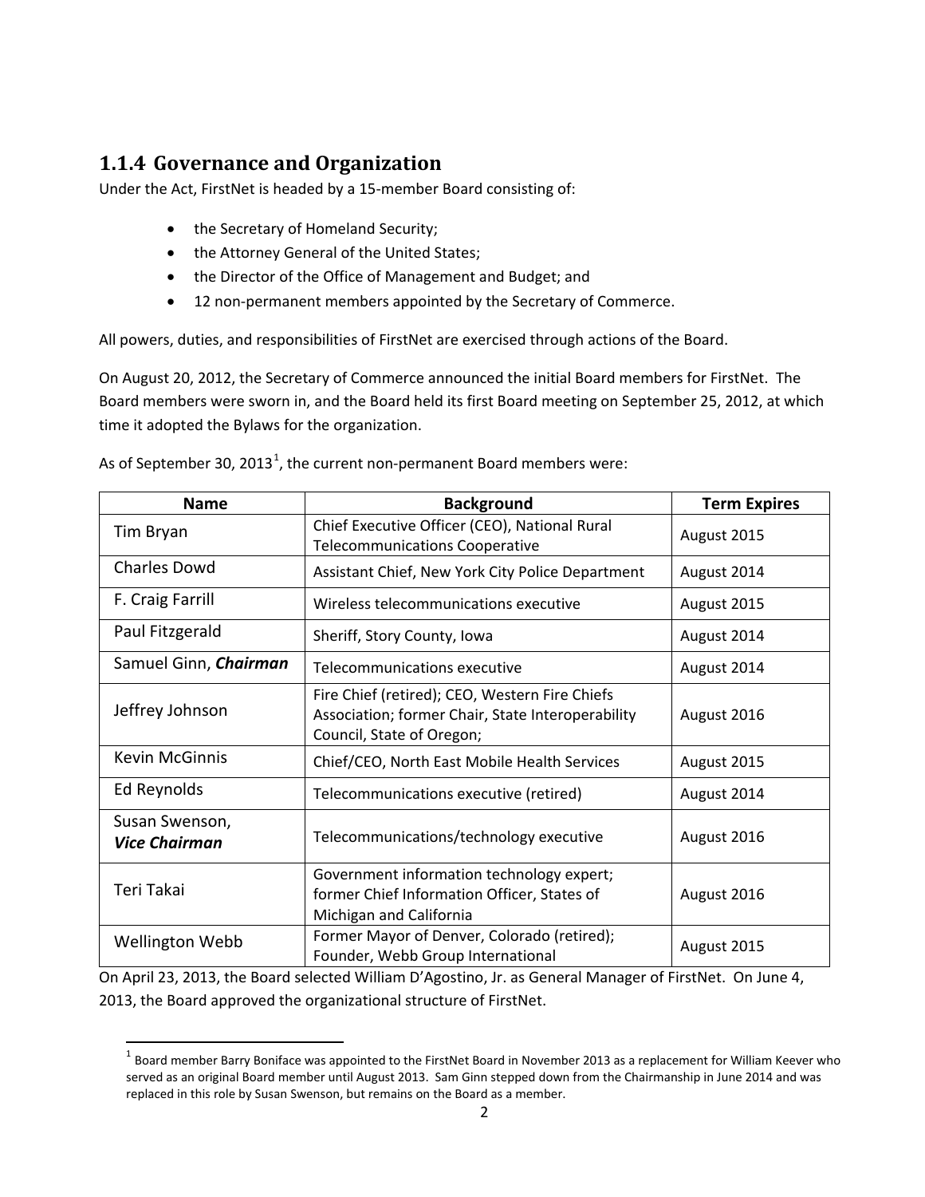### 1.1.4 Governance and Organization

Under the Act, FirstNet is headed by a 15-member Board consisting of:

- the Secretary of Homeland Security;
- the Attorney General of the United States;
- the Director of the Office of Management and Budget; and
- 12 non-permanent members appointed by the Secretary of Commerce.

All powers, duties, and responsibilities of FirstNet are exercised through actions of the Board.

On August 20, 2012, the Secretary of Commerce announced the initial Board members for FirstNet. The Board members were sworn in, and the Board held its first Board meeting on September 25, 2012, at which time it adopted the Bylaws for the organization.

As of September 30, 2013[1], the current non-permanent Board members were:

| Name | Background | Term Expires |
|---|---|---|
| Tim Bryan | Chief Executive Officer (CEO), National Rural Telecommunications Cooperative | August 2015 |
| Charles Dowd | Assistant Chief, New York City Police Department | August 2014 |
| F. Craig Farrill | Wireless telecommunications executive | August 2015 |
| Paul Fitzgerald | Sheriff, Story County, Iowa | August 2014 |
| Samuel Ginn, ***Chairman*** | Telecommunications executive | August 2014 |
| Jeffrey Johnson | Fire Chief (retired); CEO, Western Fire Chiefs Association; former Chair, State Interoperability Council, State of Oregon; | August 2016 |
| Kevin McGinnis | Chief/CEO, North East Mobile Health Services | August 2015 |
| Ed Reynolds | Telecommunications executive (retired) | August 2014 |
| Susan Swenson, ***Vice Chairman*** | Telecommunications/technology executive | August 2016 |
| Teri Takai | Government information technology expert; former Chief Information Officer, States of Michigan and California | August 2016 |
| Wellington Webb | Former Mayor of Denver, Colorado (retired); Founder, Webb Group International | August 2015 |

On April 23, 2013, the Board selected William D'Agostino, Jr. as General Manager of FirstNet. On June 4, 2013, the Board approved the organizational structure of FirstNet.

[1] Board member Barry Boniface was appointed to the FirstNet Board in November 2013 as a replacement for William Keever who served as an original Board member until August 2013. Sam Ginn stepped down from the Chairmanship in June 2014 and was replaced in this role by Susan Swenson, but remains on the Board as a member.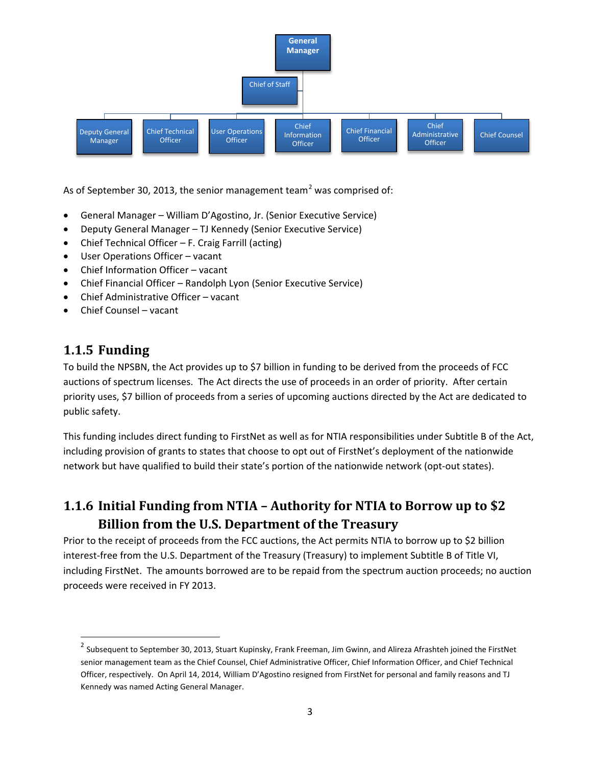General Manager

Chief of Staff

Deputy General Manager | Chief Technical Officer | User Operations Officer | Chief Information Officer | Chief Financial Officer | Chief Administrative Officer | Chief Counsel

As of September 30, 2013, the senior management team[2] was comprised of:

- General Manager – William D'Agostino, Jr. (Senior Executive Service)
- Deputy General Manager – TJ Kennedy (Senior Executive Service)
- Chief Technical Officer – F. Craig Farrill (acting)
- User Operations Officer – vacant
- Chief Information Officer – vacant
- Chief Financial Officer – Randolph Lyon (Senior Executive Service)
- Chief Administrative Officer – vacant
- Chief Counsel – vacant

### 1.1.5 Funding

To build the NPSBN, the Act provides up to $7 billion in funding to be derived from the proceeds of FCC auctions of spectrum licenses. The Act directs the use of proceeds in an order of priority. After certain priority uses, $7 billion of proceeds from a series of upcoming auctions directed by the Act are dedicated to public safety.

This funding includes direct funding to FirstNet as well as for NTIA responsibilities under Subtitle B of the Act, including provision of grants to states that choose to opt out of FirstNet's deployment of the nationwide network but have qualified to build their state's portion of the nationwide network (opt-out states).

### 1.1.6 Initial Funding from NTIA – Authority for NTIA to Borrow up to $2 Billion from the U.S. Department of the Treasury

Prior to the receipt of proceeds from the FCC auctions, the Act permits NTIA to borrow up to $2 billion interest-free from the U.S. Department of the Treasury (Treasury) to implement Subtitle B of Title VI, including FirstNet. The amounts borrowed are to be repaid from the spectrum auction proceeds; no auction proceeds were received in FY 2013.

[2] Subsequent to September 30, 2013, Stuart Kupinsky, Frank Freeman, Jim Gwinn, and Alireza Afrashteh joined the FirstNet senior management team as the Chief Counsel, Chief Administrative Officer, Chief Information Officer, and Chief Technical Officer, respectively. On April 14, 2014, William D'Agostino resigned from FirstNet for personal and family reasons and TJ Kennedy was named Acting General Manager.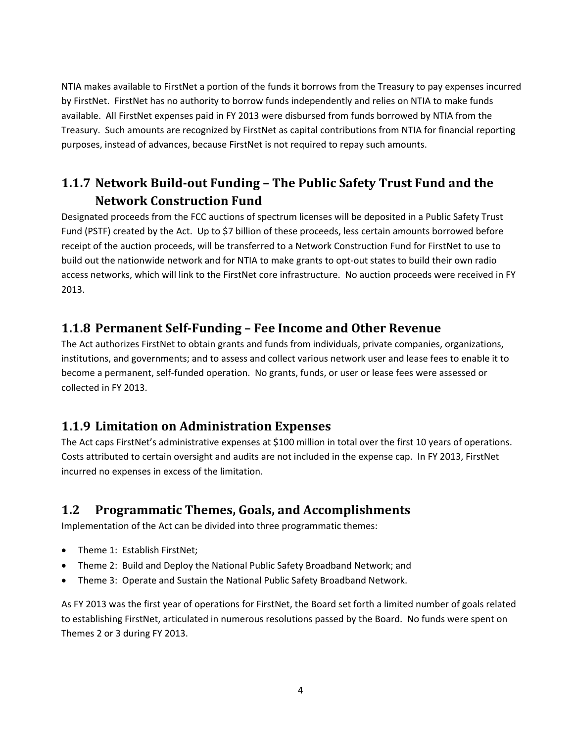NTIA makes available to FirstNet a portion of the funds it borrows from the Treasury to pay expenses incurred by FirstNet. FirstNet has no authority to borrow funds independently and relies on NTIA to make funds available. All FirstNet expenses paid in FY 2013 were disbursed from funds borrowed by NTIA from the Treasury. Such amounts are recognized by FirstNet as capital contributions from NTIA for financial reporting purposes, instead of advances, because FirstNet is not required to repay such amounts.

### 1.1.7 Network Build-out Funding – The Public Safety Trust Fund and the Network Construction Fund

Designated proceeds from the FCC auctions of spectrum licenses will be deposited in a Public Safety Trust Fund (PSTF) created by the Act. Up to $7 billion of these proceeds, less certain amounts borrowed before receipt of the auction proceeds, will be transferred to a Network Construction Fund for FirstNet to use to build out the nationwide network and for NTIA to make grants to opt-out states to build their own radio access networks, which will link to the FirstNet core infrastructure. No auction proceeds were received in FY 2013.

### 1.1.8 Permanent Self-Funding – Fee Income and Other Revenue

The Act authorizes FirstNet to obtain grants and funds from individuals, private companies, organizations, institutions, and governments; and to assess and collect various network user and lease fees to enable it to become a permanent, self-funded operation. No grants, funds, or user or lease fees were assessed or collected in FY 2013.

### 1.1.9 Limitation on Administration Expenses

The Act caps FirstNet's administrative expenses at $100 million in total over the first 10 years of operations. Costs attributed to certain oversight and audits are not included in the expense cap. In FY 2013, FirstNet incurred no expenses in excess of the limitation.

## 1.2 Programmatic Themes, Goals, and Accomplishments

Implementation of the Act can be divided into three programmatic themes:

- Theme 1: Establish FirstNet;
- Theme 2: Build and Deploy the National Public Safety Broadband Network; and
- Theme 3: Operate and Sustain the National Public Safety Broadband Network.

As FY 2013 was the first year of operations for FirstNet, the Board set forth a limited number of goals related to establishing FirstNet, articulated in numerous resolutions passed by the Board. No funds were spent on Themes 2 or 3 during FY 2013.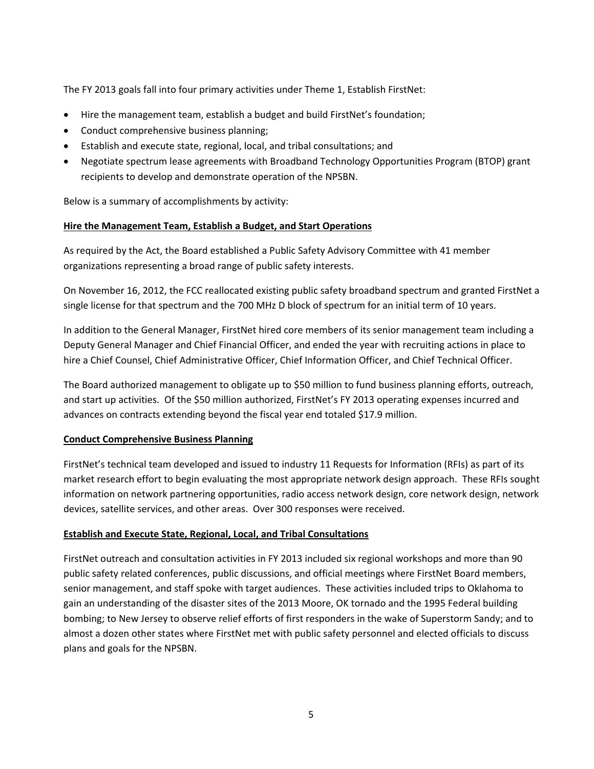The FY 2013 goals fall into four primary activities under Theme 1, Establish FirstNet:

- Hire the management team, establish a budget and build FirstNet's foundation;
- Conduct comprehensive business planning;
- Establish and execute state, regional, local, and tribal consultations; and
- Negotiate spectrum lease agreements with Broadband Technology Opportunities Program (BTOP) grant recipients to develop and demonstrate operation of the NPSBN.

Below is a summary of accomplishments by activity:

**Hire the Management Team, Establish a Budget, and Start Operations**

As required by the Act, the Board established a Public Safety Advisory Committee with 41 member organizations representing a broad range of public safety interests.

On November 16, 2012, the FCC reallocated existing public safety broadband spectrum and granted FirstNet a single license for that spectrum and the 700 MHz D block of spectrum for an initial term of 10 years.

In addition to the General Manager, FirstNet hired core members of its senior management team including a Deputy General Manager and Chief Financial Officer, and ended the year with recruiting actions in place to hire a Chief Counsel, Chief Administrative Officer, Chief Information Officer, and Chief Technical Officer.

The Board authorized management to obligate up to \$50 million to fund business planning efforts, outreach, and start up activities. Of the \$50 million authorized, FirstNet's FY 2013 operating expenses incurred and advances on contracts extending beyond the fiscal year end totaled \$17.9 million.

**Conduct Comprehensive Business Planning**

FirstNet's technical team developed and issued to industry 11 Requests for Information (RFIs) as part of its market research effort to begin evaluating the most appropriate network design approach. These RFIs sought information on network partnering opportunities, radio access network design, core network design, network devices, satellite services, and other areas. Over 300 responses were received.

**Establish and Execute State, Regional, Local, and Tribal Consultations**

FirstNet outreach and consultation activities in FY 2013 included six regional workshops and more than 90 public safety related conferences, public discussions, and official meetings where FirstNet Board members, senior management, and staff spoke with target audiences. These activities included trips to Oklahoma to gain an understanding of the disaster sites of the 2013 Moore, OK tornado and the 1995 Federal building bombing; to New Jersey to observe relief efforts of first responders in the wake of Superstorm Sandy; and to almost a dozen other states where FirstNet met with public safety personnel and elected officials to discuss plans and goals for the NPSBN.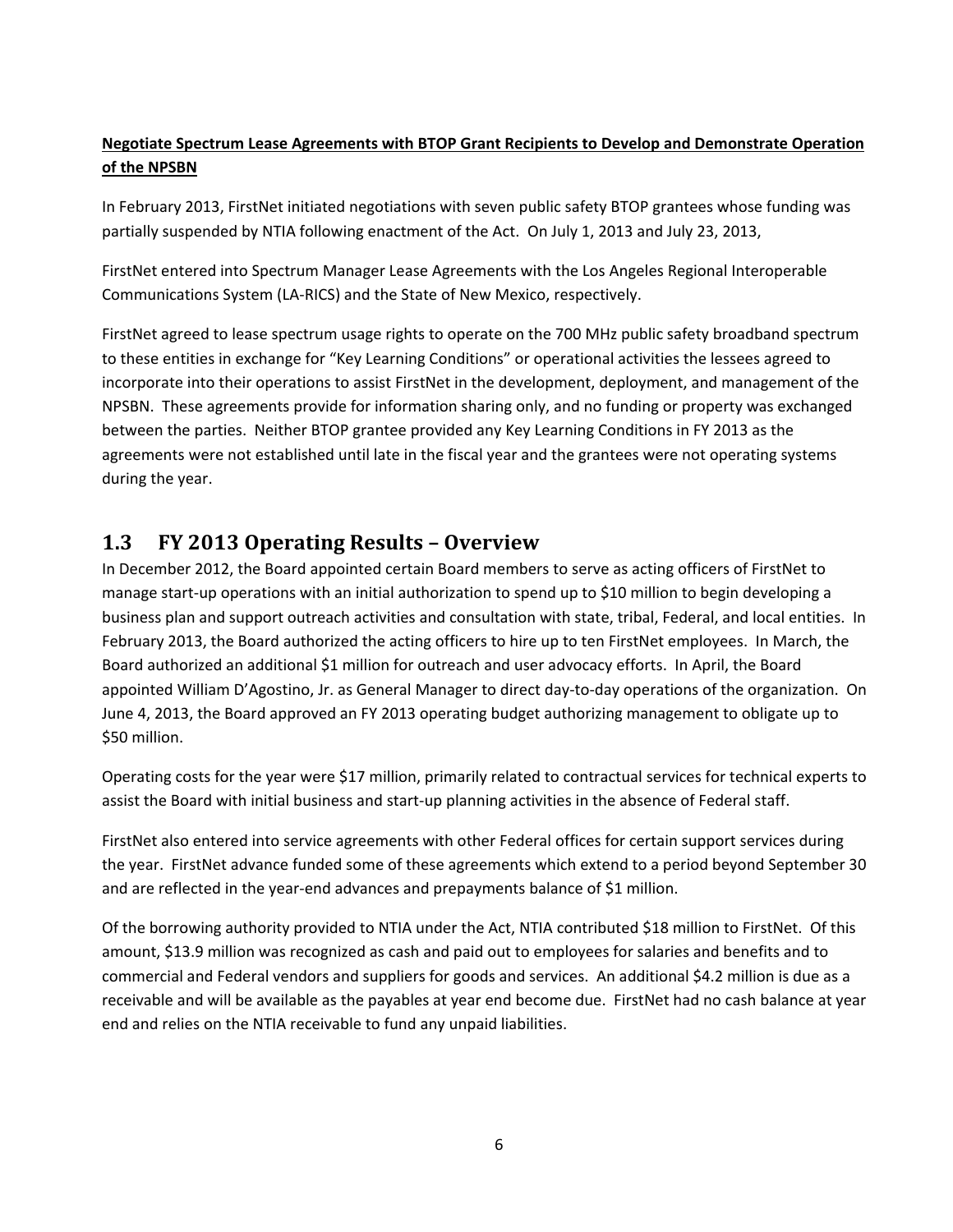**Negotiate Spectrum Lease Agreements with BTOP Grant Recipients to Develop and Demonstrate Operation of the NPSBN**

In February 2013, FirstNet initiated negotiations with seven public safety BTOP grantees whose funding was partially suspended by NTIA following enactment of the Act. On July 1, 2013 and July 23, 2013,

FirstNet entered into Spectrum Manager Lease Agreements with the Los Angeles Regional Interoperable Communications System (LA-RICS) and the State of New Mexico, respectively.

FirstNet agreed to lease spectrum usage rights to operate on the 700 MHz public safety broadband spectrum to these entities in exchange for "Key Learning Conditions" or operational activities the lessees agreed to incorporate into their operations to assist FirstNet in the development, deployment, and management of the NPSBN. These agreements provide for information sharing only, and no funding or property was exchanged between the parties. Neither BTOP grantee provided any Key Learning Conditions in FY 2013 as the agreements were not established until late in the fiscal year and the grantees were not operating systems during the year.

## 1.3 FY 2013 Operating Results – Overview

In December 2012, the Board appointed certain Board members to serve as acting officers of FirstNet to manage start-up operations with an initial authorization to spend up to $10 million to begin developing a business plan and support outreach activities and consultation with state, tribal, Federal, and local entities. In February 2013, the Board authorized the acting officers to hire up to ten FirstNet employees. In March, the Board authorized an additional $1 million for outreach and user advocacy efforts. In April, the Board appointed William D'Agostino, Jr. as General Manager to direct day-to-day operations of the organization. On June 4, 2013, the Board approved an FY 2013 operating budget authorizing management to obligate up to $50 million.

Operating costs for the year were $17 million, primarily related to contractual services for technical experts to assist the Board with initial business and start-up planning activities in the absence of Federal staff.

FirstNet also entered into service agreements with other Federal offices for certain support services during the year. FirstNet advance funded some of these agreements which extend to a period beyond September 30 and are reflected in the year-end advances and prepayments balance of $1 million.

Of the borrowing authority provided to NTIA under the Act, NTIA contributed $18 million to FirstNet. Of this amount, $13.9 million was recognized as cash and paid out to employees for salaries and benefits and to commercial and Federal vendors and suppliers for goods and services. An additional $4.2 million is due as a receivable and will be available as the payables at year end become due. FirstNet had no cash balance at year end and relies on the NTIA receivable to fund any unpaid liabilities.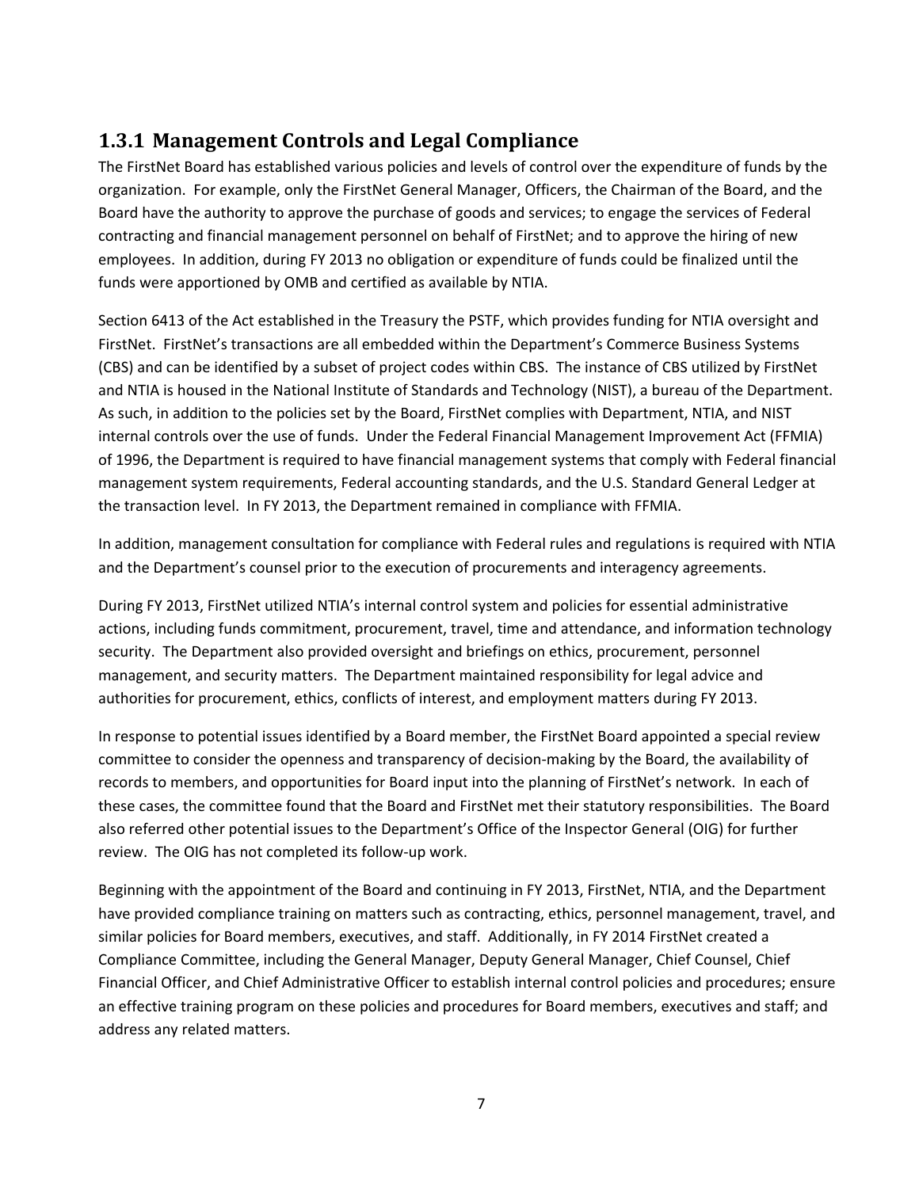### 1.3.1 Management Controls and Legal Compliance

The FirstNet Board has established various policies and levels of control over the expenditure of funds by the organization. For example, only the FirstNet General Manager, Officers, the Chairman of the Board, and the Board have the authority to approve the purchase of goods and services; to engage the services of Federal contracting and financial management personnel on behalf of FirstNet; and to approve the hiring of new employees. In addition, during FY 2013 no obligation or expenditure of funds could be finalized until the funds were apportioned by OMB and certified as available by NTIA.

Section 6413 of the Act established in the Treasury the PSTF, which provides funding for NTIA oversight and FirstNet. FirstNet's transactions are all embedded within the Department's Commerce Business Systems (CBS) and can be identified by a subset of project codes within CBS. The instance of CBS utilized by FirstNet and NTIA is housed in the National Institute of Standards and Technology (NIST), a bureau of the Department. As such, in addition to the policies set by the Board, FirstNet complies with Department, NTIA, and NIST internal controls over the use of funds. Under the Federal Financial Management Improvement Act (FFMIA) of 1996, the Department is required to have financial management systems that comply with Federal financial management system requirements, Federal accounting standards, and the U.S. Standard General Ledger at the transaction level. In FY 2013, the Department remained in compliance with FFMIA.

In addition, management consultation for compliance with Federal rules and regulations is required with NTIA and the Department's counsel prior to the execution of procurements and interagency agreements.

During FY 2013, FirstNet utilized NTIA's internal control system and policies for essential administrative actions, including funds commitment, procurement, travel, time and attendance, and information technology security. The Department also provided oversight and briefings on ethics, procurement, personnel management, and security matters. The Department maintained responsibility for legal advice and authorities for procurement, ethics, conflicts of interest, and employment matters during FY 2013.

In response to potential issues identified by a Board member, the FirstNet Board appointed a special review committee to consider the openness and transparency of decision-making by the Board, the availability of records to members, and opportunities for Board input into the planning of FirstNet's network. In each of these cases, the committee found that the Board and FirstNet met their statutory responsibilities. The Board also referred other potential issues to the Department's Office of the Inspector General (OIG) for further review. The OIG has not completed its follow-up work.

Beginning with the appointment of the Board and continuing in FY 2013, FirstNet, NTIA, and the Department have provided compliance training on matters such as contracting, ethics, personnel management, travel, and similar policies for Board members, executives, and staff. Additionally, in FY 2014 FirstNet created a Compliance Committee, including the General Manager, Deputy General Manager, Chief Counsel, Chief Financial Officer, and Chief Administrative Officer to establish internal control policies and procedures; ensure an effective training program on these policies and procedures for Board members, executives and staff; and address any related matters.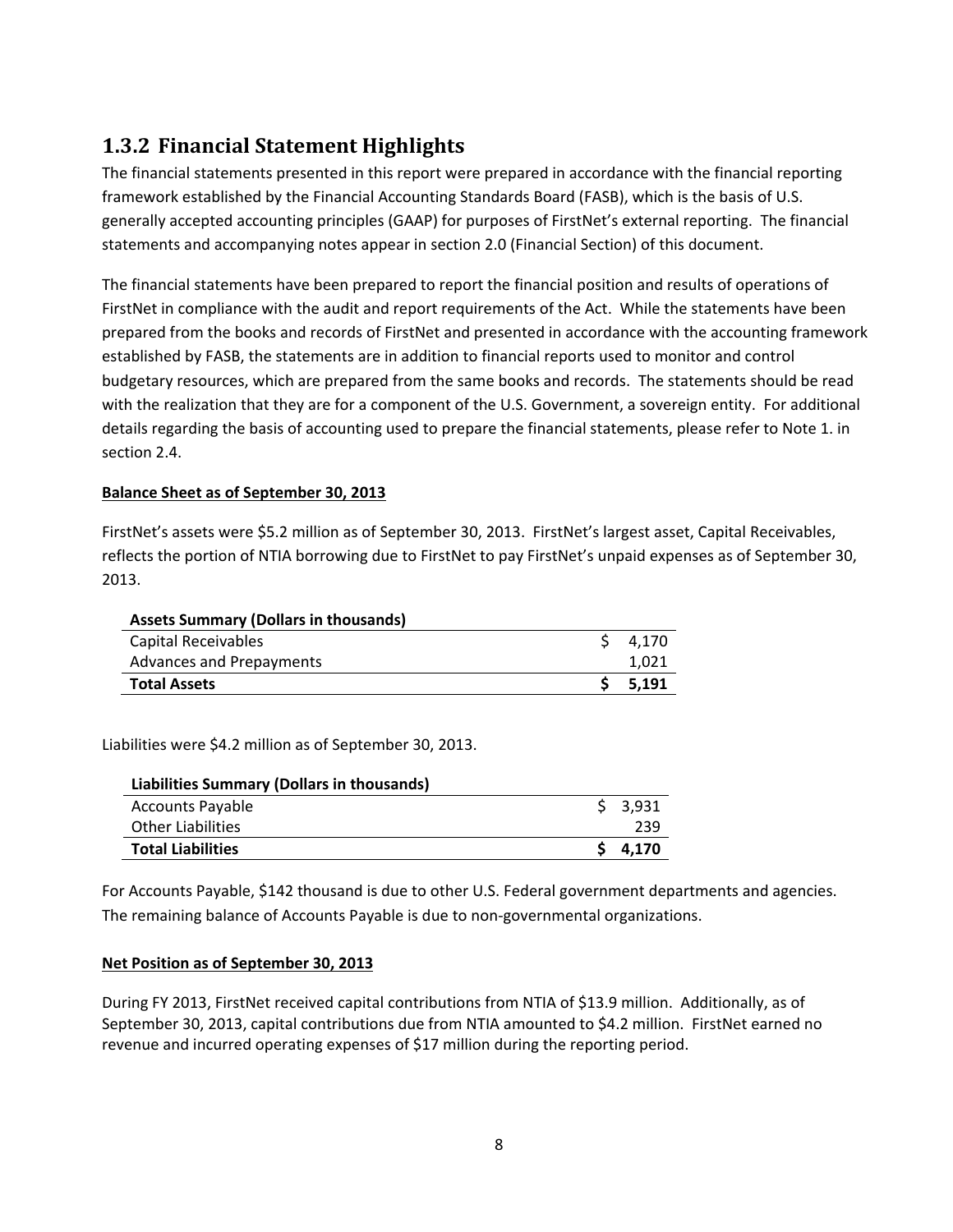## 1.3.2 Financial Statement Highlights

The financial statements presented in this report were prepared in accordance with the financial reporting framework established by the Financial Accounting Standards Board (FASB), which is the basis of U.S. generally accepted accounting principles (GAAP) for purposes of FirstNet's external reporting. The financial statements and accompanying notes appear in section 2.0 (Financial Section) of this document.

The financial statements have been prepared to report the financial position and results of operations of FirstNet in compliance with the audit and report requirements of the Act. While the statements have been prepared from the books and records of FirstNet and presented in accordance with the accounting framework established by FASB, the statements are in addition to financial reports used to monitor and control budgetary resources, which are prepared from the same books and records. The statements should be read with the realization that they are for a component of the U.S. Government, a sovereign entity. For additional details regarding the basis of accounting used to prepare the financial statements, please refer to Note 1. in section 2.4.

**Balance Sheet as of September 30, 2013**

FirstNet's assets were $5.2 million as of September 30, 2013. FirstNet's largest asset, Capital Receivables, reflects the portion of NTIA borrowing due to FirstNet to pay FirstNet's unpaid expenses as of September 30, 2013.

| Assets Summary (Dollars in thousands) | |
|---|---|
| Capital Receivables | $ 4,170 |
| Advances and Prepayments | 1,021 |
| **Total Assets** | **$ 5,191** |

Liabilities were $4.2 million as of September 30, 2013.

| Liabilities Summary (Dollars in thousands) | |
|---|---|
| Accounts Payable | $ 3,931 |
| Other Liabilities | 239 |
| **Total Liabilities** | **$ 4,170** |

For Accounts Payable, $142 thousand is due to other U.S. Federal government departments and agencies. The remaining balance of Accounts Payable is due to non-governmental organizations.

**Net Position as of September 30, 2013**

During FY 2013, FirstNet received capital contributions from NTIA of $13.9 million. Additionally, as of September 30, 2013, capital contributions due from NTIA amounted to $4.2 million. FirstNet earned no revenue and incurred operating expenses of $17 million during the reporting period.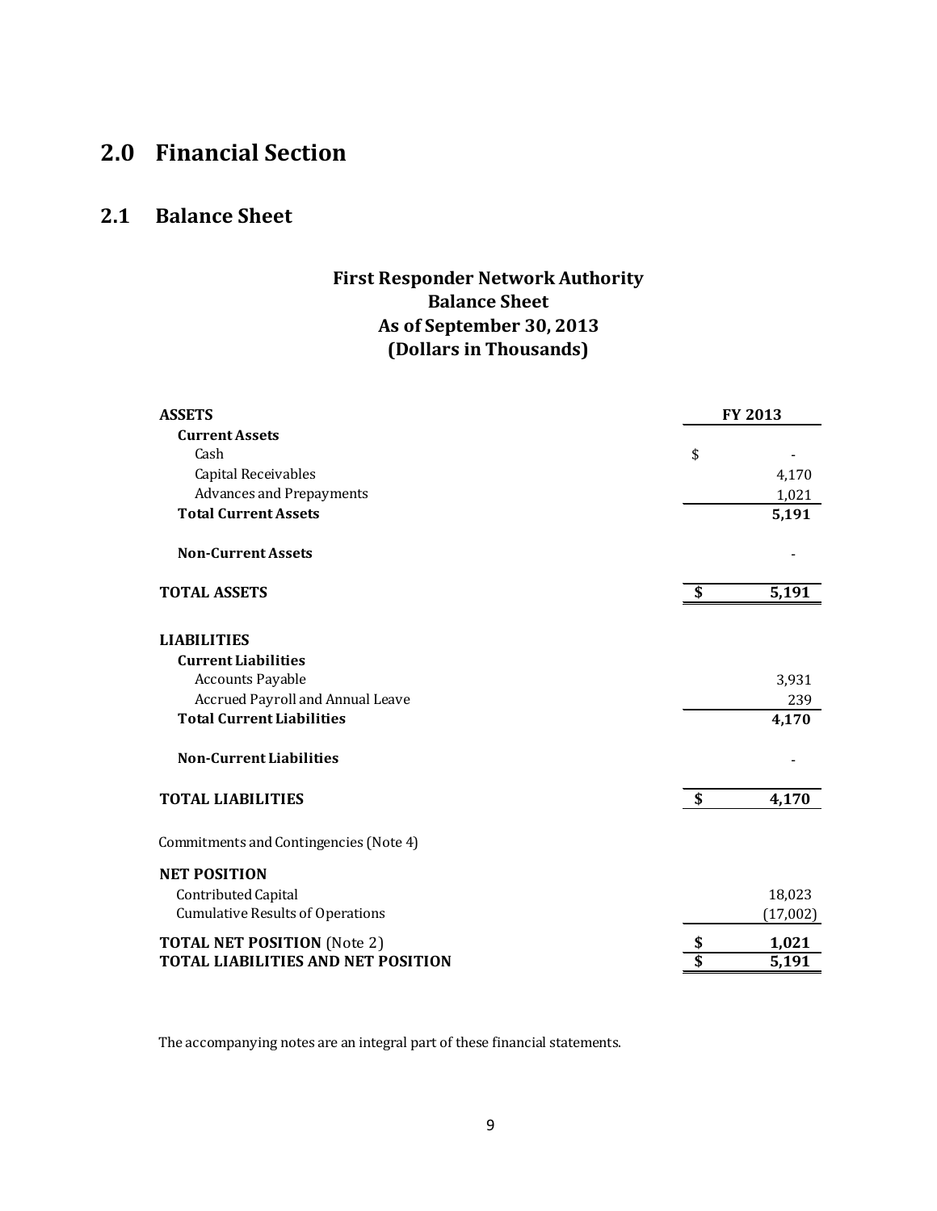# 2.0 Financial Section

## 2.1 Balance Sheet

**First Responder Network Authority**
**Balance Sheet**
**As of September 30, 2013**
**(Dollars in Thousands)**

| **ASSETS** | | **FY 2013** |
|---|---|---|
| **Current Assets** | | |
| Cash | $ | - |
| Capital Receivables | | 4,170 |
| Advances and Prepayments | | 1,021 |
| **Total Current Assets** | | **5,191** |
| **Non-Current Assets** | | - |
| **TOTAL ASSETS** | **$** | **5,191** |
| **LIABILITIES** | | |
| **Current Liabilities** | | |
| Accounts Payable | | 3,931 |
| Accrued Payroll and Annual Leave | | 239 |
| **Total Current Liabilities** | | **4,170** |
| **Non-Current Liabilities** | | - |
| **TOTAL LIABILITIES** | **$** | **4,170** |
| Commitments and Contingencies (Note 4) | | |
| **NET POSITION** | | |
| Contributed Capital | | 18,023 |
| Cumulative Results of Operations | | (17,002) |
| **TOTAL NET POSITION** (Note 2) | **$** | **1,021** |
| **TOTAL LIABILITIES AND NET POSITION** | **$** | **5,191** |

The accompanying notes are an integral part of these financial statements.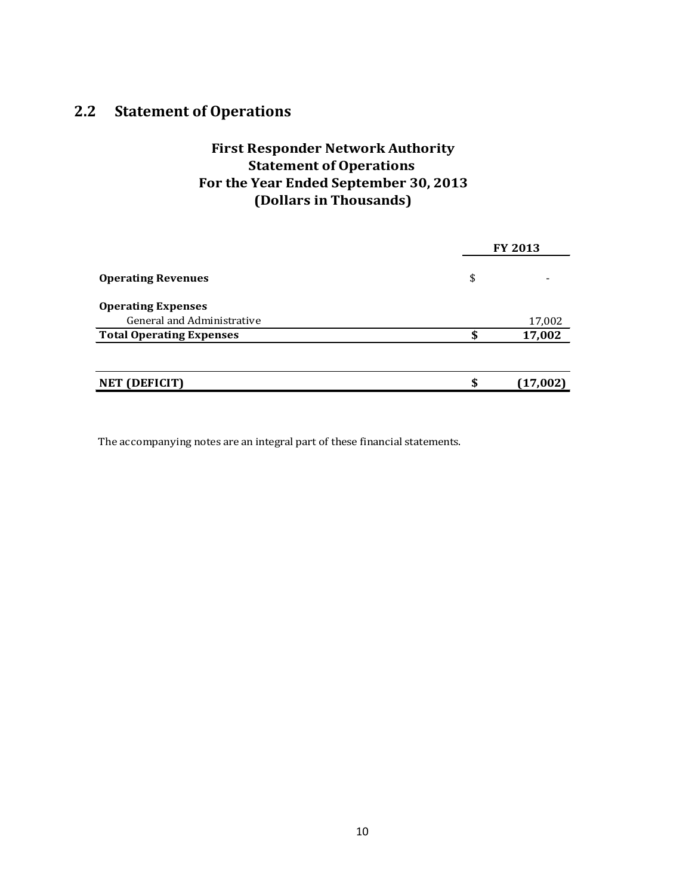## 2.2 Statement of Operations

**First Responder Network Authority**
**Statement of Operations**
**For the Year Ended September 30, 2013**
**(Dollars in Thousands)**

| | | FY 2013 |
|---|---|---|
| **Operating Revenues** | $ | - |
| **Operating Expenses** | | |
| General and Administrative | | 17,002 |
| **Total Operating Expenses** | **$** | **17,002** |
| **NET (DEFICIT)** | **$** | **(17,002)** |

The accompanying notes are an integral part of these financial statements.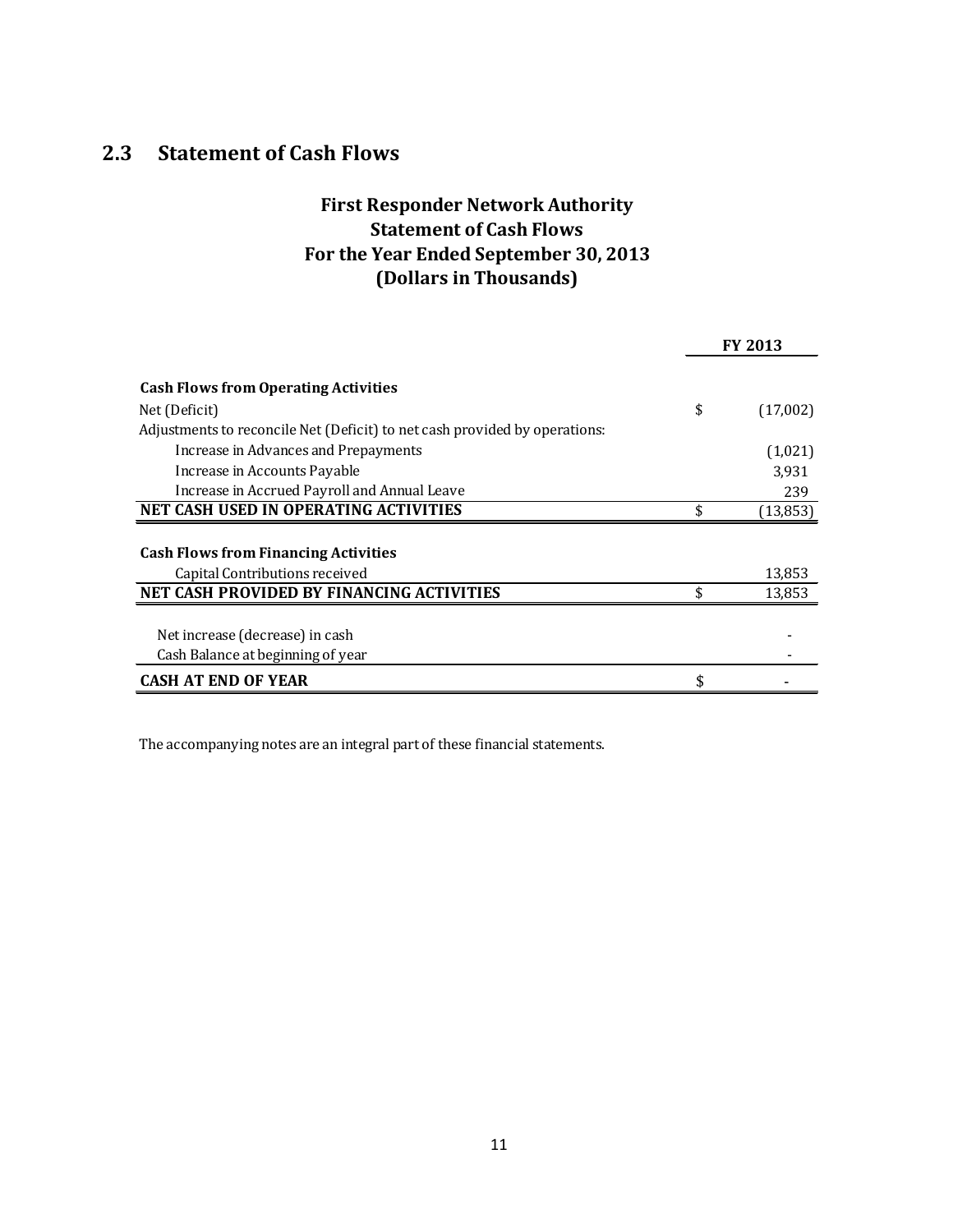## 2.3 Statement of Cash Flows

### First Responder Network Authority
### Statement of Cash Flows
### For the Year Ended September 30, 2013
### (Dollars in Thousands)

| | | FY 2013 |
|---|---|---|
| **Cash Flows from Operating Activities** | | |
| Net (Deficit) | $ | (17,002) |
| Adjustments to reconcile Net (Deficit) to net cash provided by operations: | | |
| Increase in Advances and Prepayments | | (1,021) |
| Increase in Accounts Payable | | 3,931 |
| Increase in Accrued Payroll and Annual Leave | | 239 |
| **NET CASH USED IN OPERATING ACTIVITIES** | $ | (13,853) |
| **Cash Flows from Financing Activities** | | |
| Capital Contributions received | | 13,853 |
| **NET CASH PROVIDED BY FINANCING ACTIVITIES** | $ | 13,853 |
| Net increase (decrease) in cash | | - |
| Cash Balance at beginning of year | | - |
| **CASH AT END OF YEAR** | $ | - |

The accompanying notes are an integral part of these financial statements.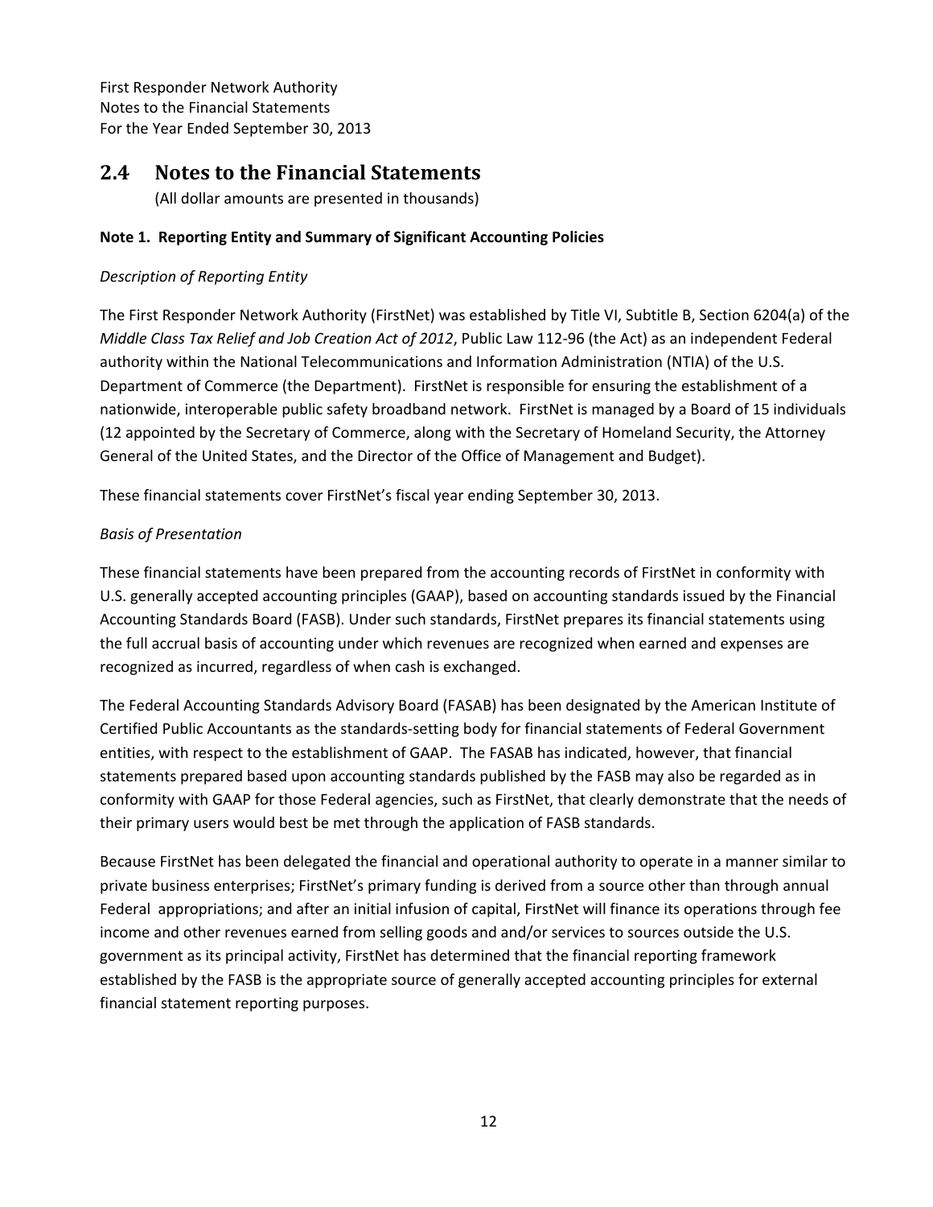First Responder Network Authority
Notes to the Financial Statements
For the Year Ended September 30, 2013

## 2.4 Notes to the Financial Statements

(All dollar amounts are presented in thousands)

**Note 1. Reporting Entity and Summary of Significant Accounting Policies**

*Description of Reporting Entity*

The First Responder Network Authority (FirstNet) was established by Title VI, Subtitle B, Section 6204(a) of the *Middle Class Tax Relief and Job Creation Act of 2012*, Public Law 112-96 (the Act) as an independent Federal authority within the National Telecommunications and Information Administration (NTIA) of the U.S. Department of Commerce (the Department). FirstNet is responsible for ensuring the establishment of a nationwide, interoperable public safety broadband network. FirstNet is managed by a Board of 15 individuals (12 appointed by the Secretary of Commerce, along with the Secretary of Homeland Security, the Attorney General of the United States, and the Director of the Office of Management and Budget).

These financial statements cover FirstNet's fiscal year ending September 30, 2013.

*Basis of Presentation*

These financial statements have been prepared from the accounting records of FirstNet in conformity with U.S. generally accepted accounting principles (GAAP), based on accounting standards issued by the Financial Accounting Standards Board (FASB). Under such standards, FirstNet prepares its financial statements using the full accrual basis of accounting under which revenues are recognized when earned and expenses are recognized as incurred, regardless of when cash is exchanged.

The Federal Accounting Standards Advisory Board (FASAB) has been designated by the American Institute of Certified Public Accountants as the standards-setting body for financial statements of Federal Government entities, with respect to the establishment of GAAP. The FASAB has indicated, however, that financial statements prepared based upon accounting standards published by the FASB may also be regarded as in conformity with GAAP for those Federal agencies, such as FirstNet, that clearly demonstrate that the needs of their primary users would best be met through the application of FASB standards.

Because FirstNet has been delegated the financial and operational authority to operate in a manner similar to private business enterprises; FirstNet's primary funding is derived from a source other than through annual Federal appropriations; and after an initial infusion of capital, FirstNet will finance its operations through fee income and other revenues earned from selling goods and and/or services to sources outside the U.S. government as its principal activity, FirstNet has determined that the financial reporting framework established by the FASB is the appropriate source of generally accepted accounting principles for external financial statement reporting purposes.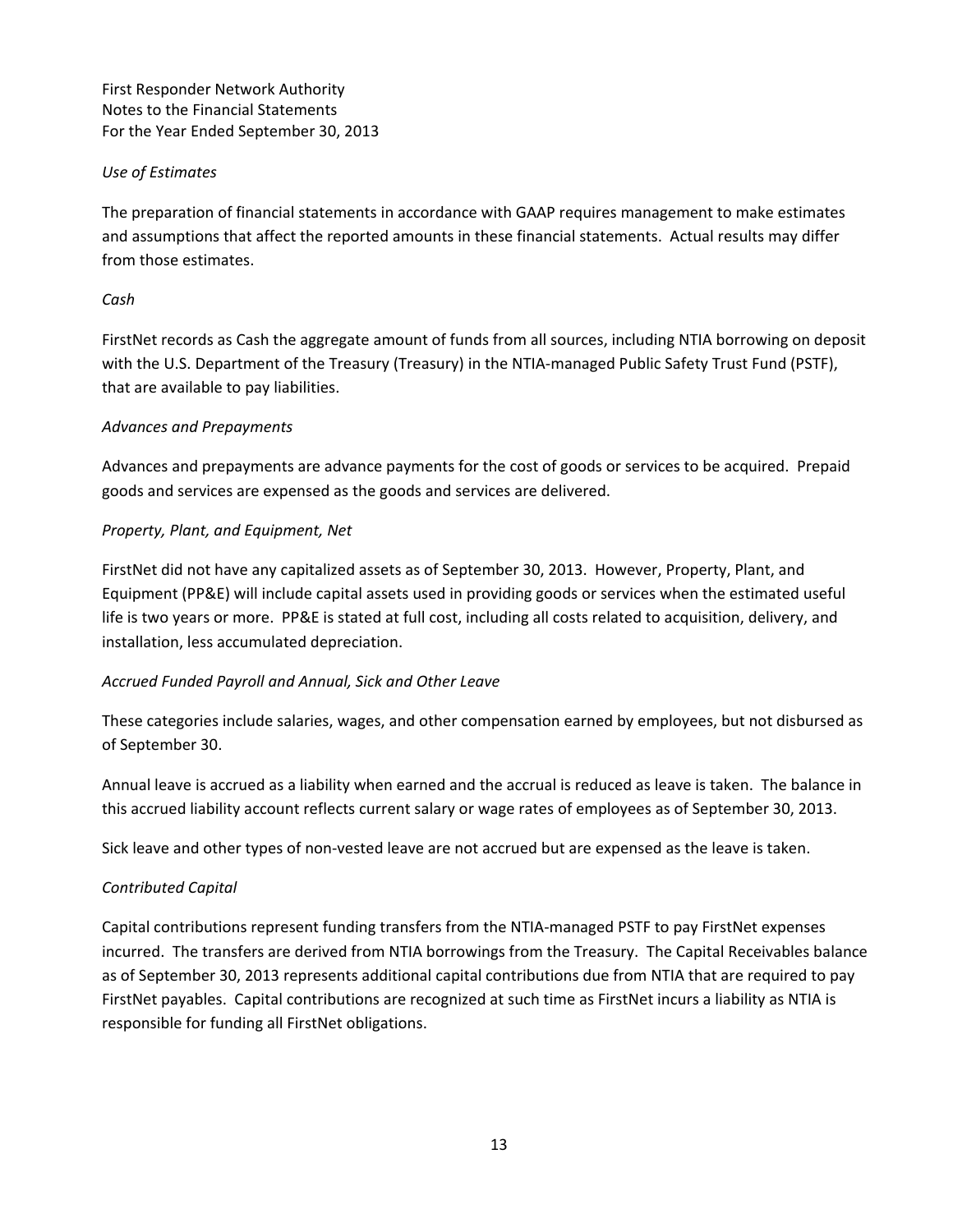*Use of Estimates*

The preparation of financial statements in accordance with GAAP requires management to make estimates and assumptions that affect the reported amounts in these financial statements. Actual results may differ from those estimates.

*Cash*

FirstNet records as Cash the aggregate amount of funds from all sources, including NTIA borrowing on deposit with the U.S. Department of the Treasury (Treasury) in the NTIA-managed Public Safety Trust Fund (PSTF), that are available to pay liabilities.

*Advances and Prepayments*

Advances and prepayments are advance payments for the cost of goods or services to be acquired. Prepaid goods and services are expensed as the goods and services are delivered.

*Property, Plant, and Equipment, Net*

FirstNet did not have any capitalized assets as of September 30, 2013. However, Property, Plant, and Equipment (PP&E) will include capital assets used in providing goods or services when the estimated useful life is two years or more. PP&E is stated at full cost, including all costs related to acquisition, delivery, and installation, less accumulated depreciation.

*Accrued Funded Payroll and Annual, Sick and Other Leave*

These categories include salaries, wages, and other compensation earned by employees, but not disbursed as of September 30.

Annual leave is accrued as a liability when earned and the accrual is reduced as leave is taken. The balance in this accrued liability account reflects current salary or wage rates of employees as of September 30, 2013.

Sick leave and other types of non-vested leave are not accrued but are expensed as the leave is taken.

*Contributed Capital*

Capital contributions represent funding transfers from the NTIA-managed PSTF to pay FirstNet expenses incurred. The transfers are derived from NTIA borrowings from the Treasury. The Capital Receivables balance as of September 30, 2013 represents additional capital contributions due from NTIA that are required to pay FirstNet payables. Capital contributions are recognized at such time as FirstNet incurs a liability as NTIA is responsible for funding all FirstNet obligations.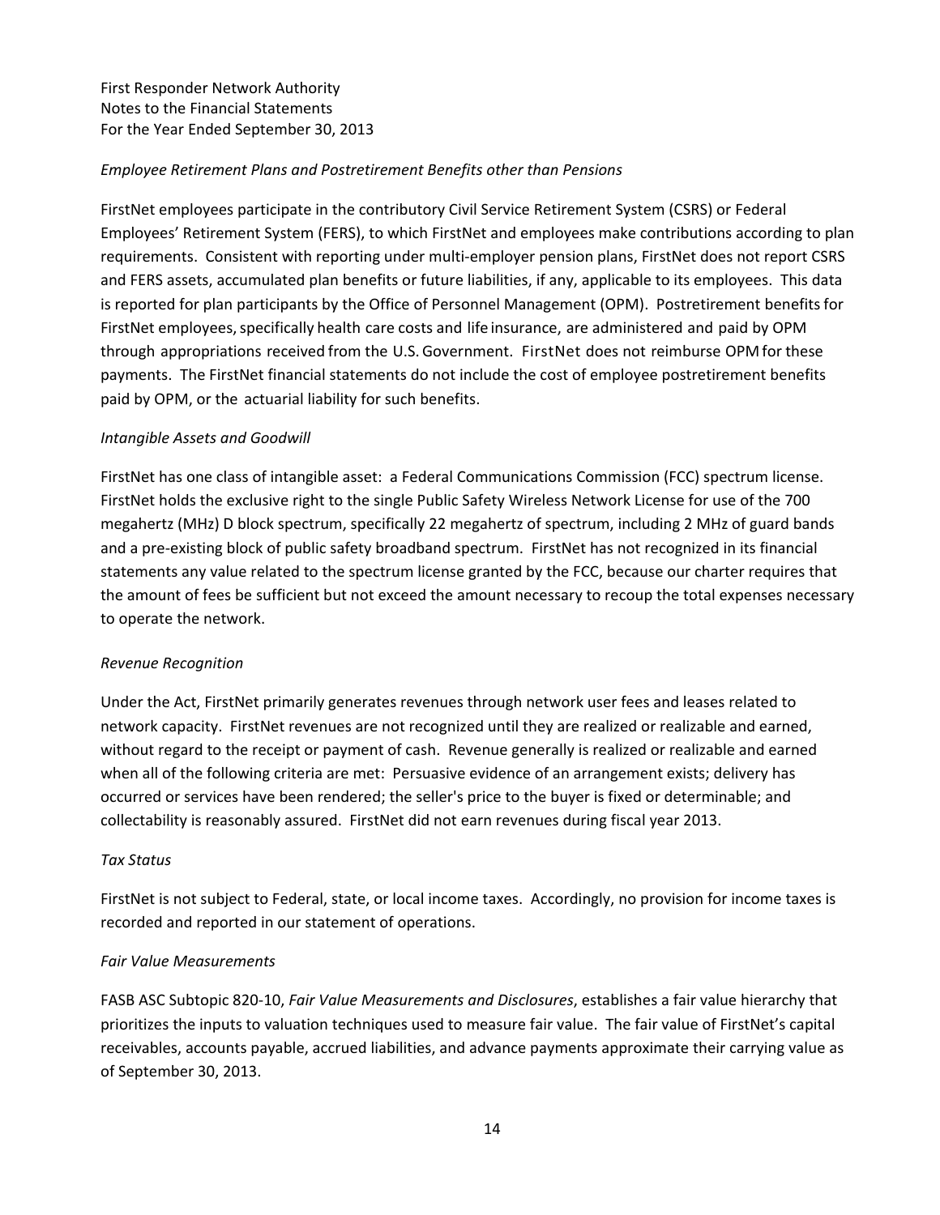*Employee Retirement Plans and Postretirement Benefits other than Pensions*

FirstNet employees participate in the contributory Civil Service Retirement System (CSRS) or Federal Employees' Retirement System (FERS), to which FirstNet and employees make contributions according to plan requirements. Consistent with reporting under multi-employer pension plans, FirstNet does not report CSRS and FERS assets, accumulated plan benefits or future liabilities, if any, applicable to its employees. This data is reported for plan participants by the Office of Personnel Management (OPM). Postretirement benefits for FirstNet employees, specifically health care costs and life insurance, are administered and paid by OPM through appropriations received from the U.S. Government. FirstNet does not reimburse OPM for these payments. The FirstNet financial statements do not include the cost of employee postretirement benefits paid by OPM, or the actuarial liability for such benefits.

*Intangible Assets and Goodwill*

FirstNet has one class of intangible asset: a Federal Communications Commission (FCC) spectrum license. FirstNet holds the exclusive right to the single Public Safety Wireless Network License for use of the 700 megahertz (MHz) D block spectrum, specifically 22 megahertz of spectrum, including 2 MHz of guard bands and a pre-existing block of public safety broadband spectrum. FirstNet has not recognized in its financial statements any value related to the spectrum license granted by the FCC, because our charter requires that the amount of fees be sufficient but not exceed the amount necessary to recoup the total expenses necessary to operate the network.

*Revenue Recognition*

Under the Act, FirstNet primarily generates revenues through network user fees and leases related to network capacity. FirstNet revenues are not recognized until they are realized or realizable and earned, without regard to the receipt or payment of cash. Revenue generally is realized or realizable and earned when all of the following criteria are met: Persuasive evidence of an arrangement exists; delivery has occurred or services have been rendered; the seller's price to the buyer is fixed or determinable; and collectability is reasonably assured. FirstNet did not earn revenues during fiscal year 2013.

*Tax Status*

FirstNet is not subject to Federal, state, or local income taxes. Accordingly, no provision for income taxes is recorded and reported in our statement of operations.

*Fair Value Measurements*

FASB ASC Subtopic 820-10, *Fair Value Measurements and Disclosures*, establishes a fair value hierarchy that prioritizes the inputs to valuation techniques used to measure fair value. The fair value of FirstNet's capital receivables, accounts payable, accrued liabilities, and advance payments approximate their carrying value as of September 30, 2013.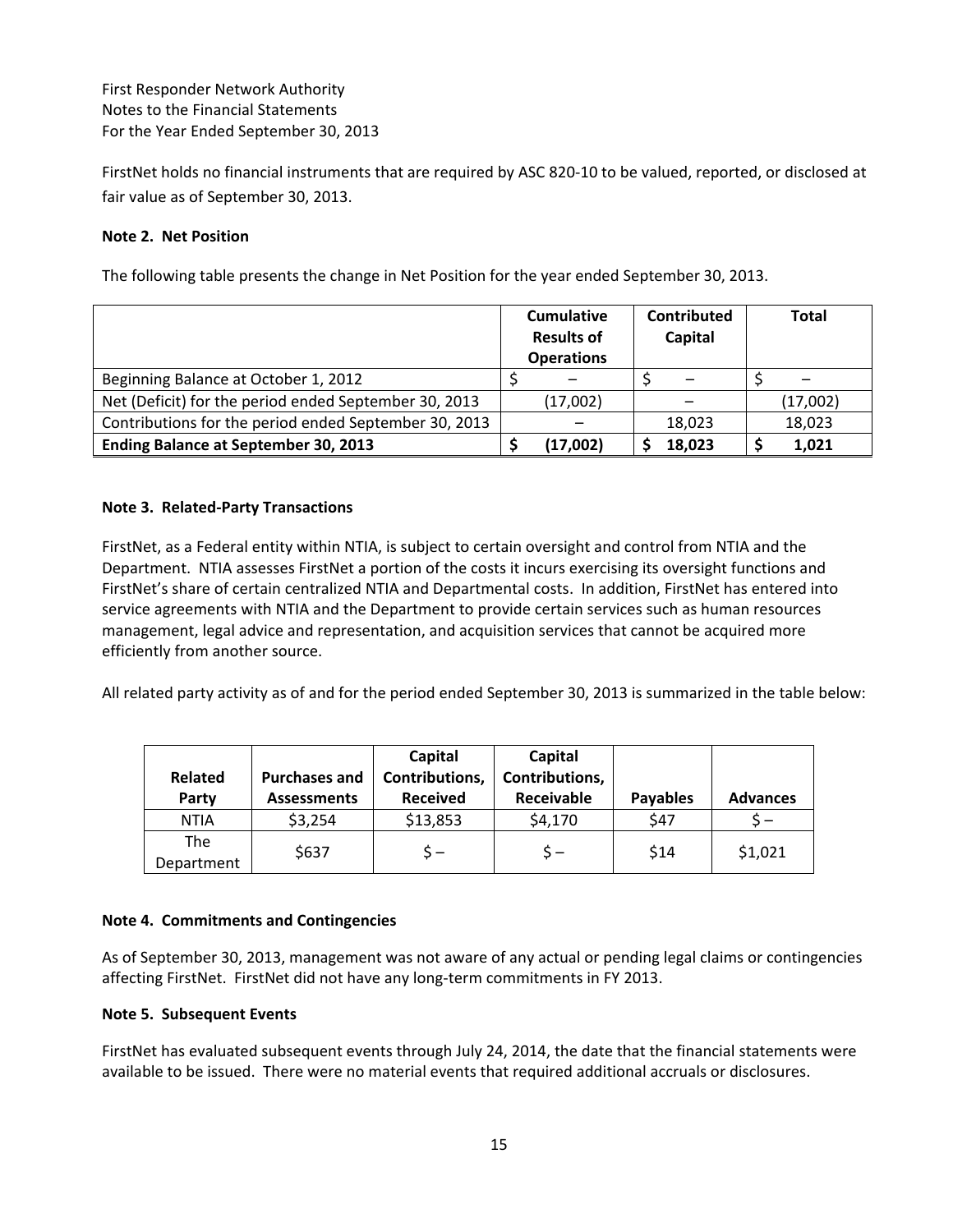First Responder Network Authority
Notes to the Financial Statements
For the Year Ended September 30, 2013

FirstNet holds no financial instruments that are required by ASC 820-10 to be valued, reported, or disclosed at fair value as of September 30, 2013.

**Note 2. Net Position**

The following table presents the change in Net Position for the year ended September 30, 2013.

| | Cumulative Results of Operations | Contributed Capital | Total |
|---|---|---|---|
| Beginning Balance at October 1, 2012 | $ – | $ – | $ – |
| Net (Deficit) for the period ended September 30, 2013 | (17,002) | – | (17,002) |
| Contributions for the period ended September 30, 2013 | – | 18,023 | 18,023 |
| **Ending Balance at September 30, 2013** | **$ (17,002)** | **$ 18,023** | **$ 1,021** |

**Note 3. Related-Party Transactions**

FirstNet, as a Federal entity within NTIA, is subject to certain oversight and control from NTIA and the Department. NTIA assesses FirstNet a portion of the costs it incurs exercising its oversight functions and FirstNet's share of certain centralized NTIA and Departmental costs. In addition, FirstNet has entered into service agreements with NTIA and the Department to provide certain services such as human resources management, legal advice and representation, and acquisition services that cannot be acquired more efficiently from another source.

All related party activity as of and for the period ended September 30, 2013 is summarized in the table below:

| Related Party | Purchases and Assessments | Capital Contributions, Received | Capital Contributions, Receivable | Payables | Advances |
|---|---|---|---|---|---|
| NTIA | $3,254 | $13,853 | $4,170 | $47 | $ – |
| The Department | $637 | $ – | $ – | $14 | $1,021 |

**Note 4. Commitments and Contingencies**

As of September 30, 2013, management was not aware of any actual or pending legal claims or contingencies affecting FirstNet. FirstNet did not have any long-term commitments in FY 2013.

**Note 5. Subsequent Events**

FirstNet has evaluated subsequent events through July 24, 2014, the date that the financial statements were available to be issued. There were no material events that required additional accruals or disclosures.